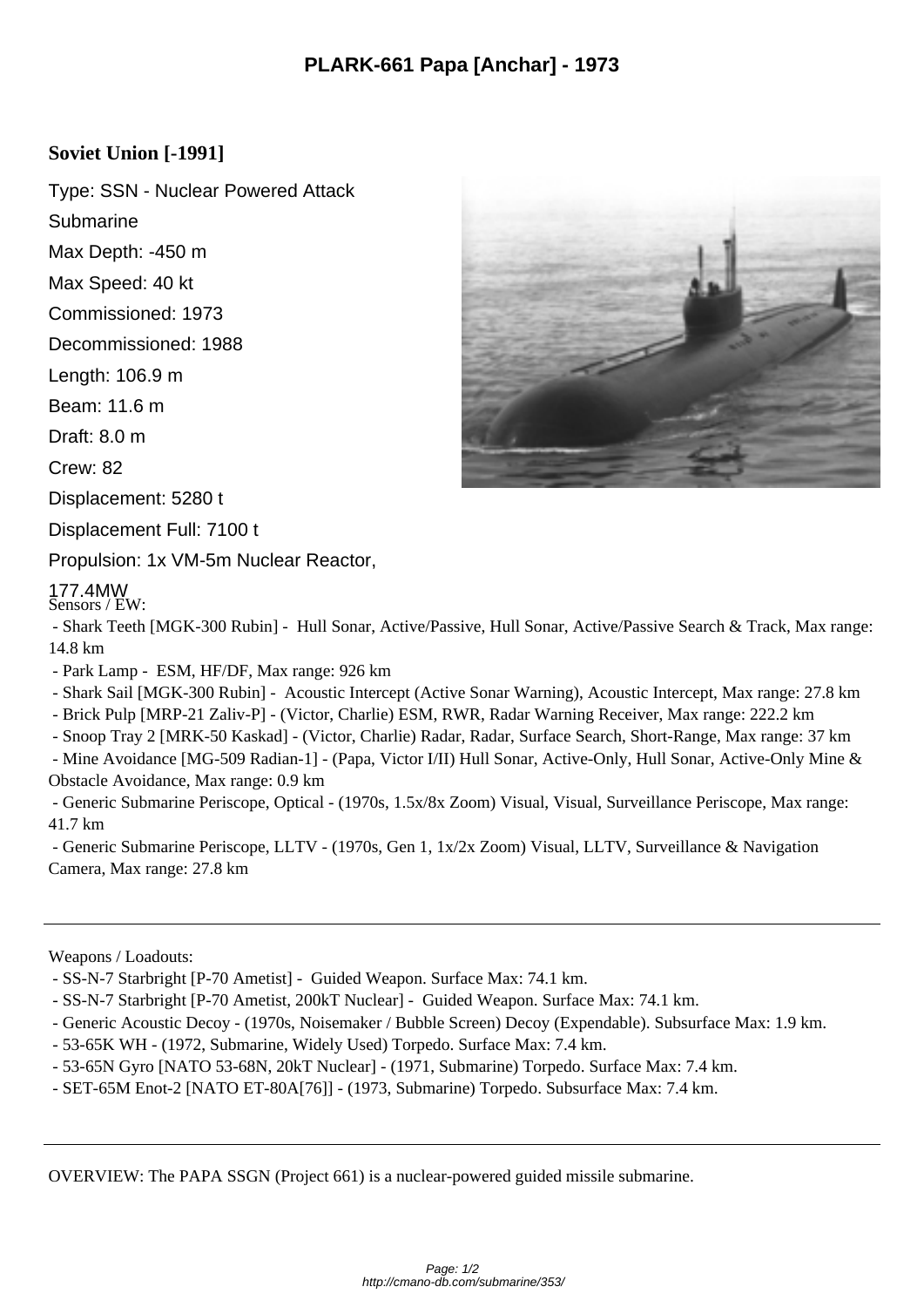# PLARK-661 Papa [Anchar] - 1973

**Soviet Union [-1991]**

Type: SSN - Nuclear Powered Attack Submarine

Max Depth: -450 m

Max Speed: 40 kt

Commissioned: 1973

Decommissioned: 1988

Length: 106.9 m

Beam: 11.6 m

Draft: 8.0 m

Crew: 82

Displacement: 5280 t

Displacement Full: 7100 t

Propulsion: 1x VM-5m Nuclear Reactor, 177.4MW

Sensors / EW:

- Shark Teeth [MGK-300 Rubin] - Hull Sonar, Active/Passive, Hull Sonar, Active/Passive Search & Track, Max range: 14.8 km
- Park Lamp - ESM, HF/DF, Max range: 926 km
- Shark Sail [MGK-300 Rubin] - Acoustic Intercept (Active Sonar Warning), Acoustic Intercept, Max range: 27.8 km
- Brick Pulp [MRP-21 Zaliv-P] - (Victor, Charlie) ESM, RWR, Radar Warning Receiver, Max range: 222.2 km
- Snoop Tray 2 [MRK-50 Kaskad] - (Victor, Charlie) Radar, Radar, Surface Search, Short-Range, Max range: 37 km
- Mine Avoidance [MG-509 Radian-1] - (Papa, Victor I/II) Hull Sonar, Active-Only, Hull Sonar, Active-Only Mine & Obstacle Avoidance, Max range: 0.9 km
- Generic Submarine Periscope, Optical - (1970s, 1.5x/8x Zoom) Visual, Visual, Surveillance Periscope, Max range: 41.7 km
- Generic Submarine Periscope, LLTV - (1970s, Gen 1, 1x/2x Zoom) Visual, LLTV, Surveillance & Navigation Camera, Max range: 27.8 km

---

Weapons / Loadouts:

- SS-N-7 Starbright [P-70 Ametist] - Guided Weapon. Surface Max: 74.1 km.
- SS-N-7 Starbright [P-70 Ametist, 200kT Nuclear] - Guided Weapon. Surface Max: 74.1 km.
- Generic Acoustic Decoy - (1970s, Noisemaker / Bubble Screen) Decoy (Expendable). Subsurface Max: 1.9 km.
- 53-65K WH - (1972, Submarine, Widely Used) Torpedo. Surface Max: 7.4 km.
- 53-65N Gyro [NATO 53-68N, 20kT Nuclear] - (1971, Submarine) Torpedo. Surface Max: 7.4 km.
- SET-65M Enot-2 [NATO ET-80A[76]] - (1973, Submarine) Torpedo. Subsurface Max: 7.4 km.

---

OVERVIEW: The PAPA SSGN (Project 661) is a nuclear-powered guided missile submarine.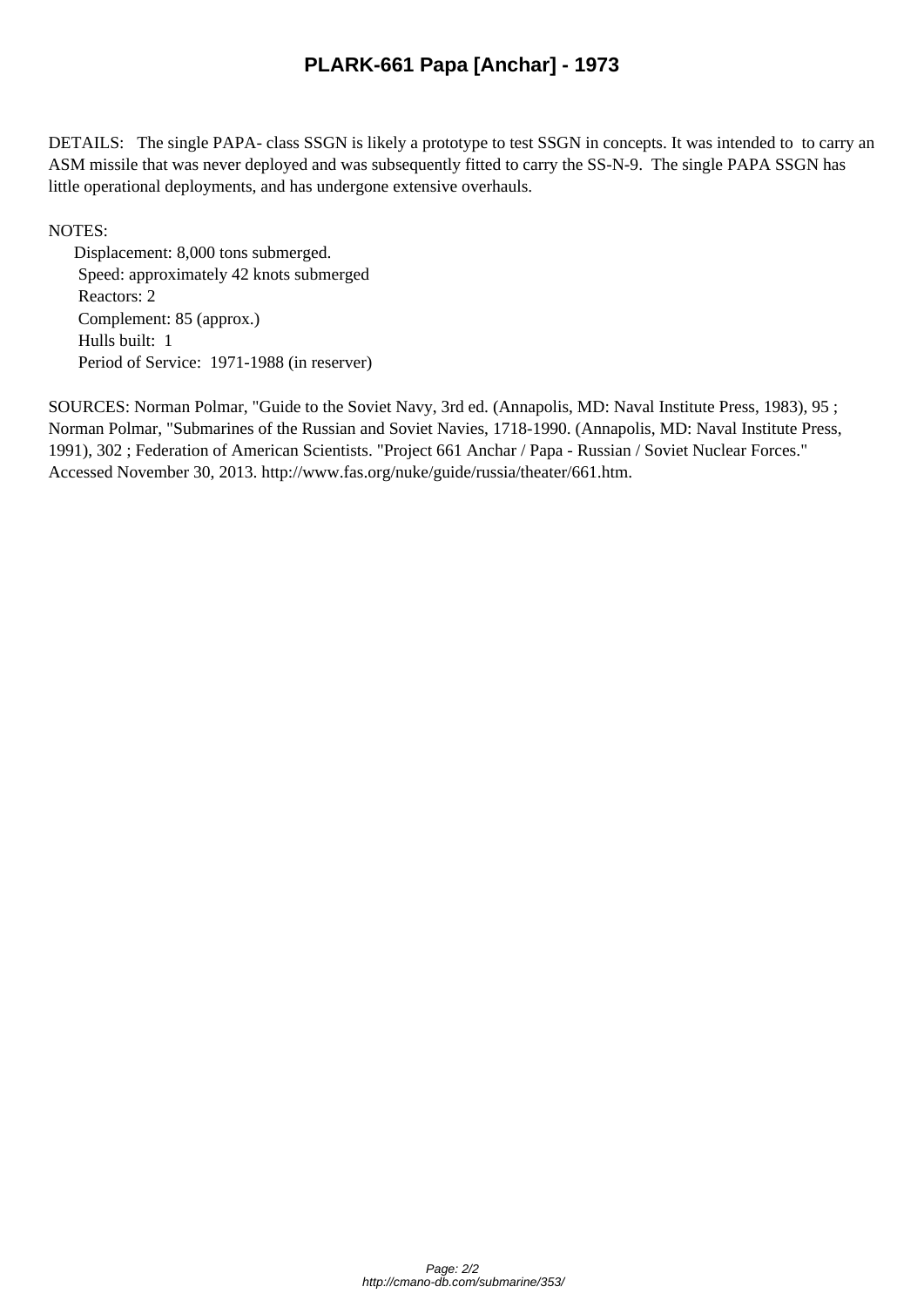# PLARK-661 Papa [Anchar] - 1973

DETAILS: The single PAPA- class SSGN is likely a prototype to test SSGN in concepts. It was intended to to carry an ASM missile that was never deployed and was subsequently fitted to carry the SS-N-9. The single PAPA SSGN has little operational deployments, and has undergone extensive overhauls.

NOTES:

Displacement: 8,000 tons submerged.
Speed: approximately 42 knots submerged
Reactors: 2
Complement: 85 (approx.)
Hulls built: 1
Period of Service: 1971-1988 (in reserver)

SOURCES: Norman Polmar, "Guide to the Soviet Navy, 3rd ed. (Annapolis, MD: Naval Institute Press, 1983), 95 ; Norman Polmar, "Submarines of the Russian and Soviet Navies, 1718-1990. (Annapolis, MD: Naval Institute Press, 1991), 302 ; Federation of American Scientists. "Project 661 Anchar / Papa - Russian / Soviet Nuclear Forces." Accessed November 30, 2013. http://www.fas.org/nuke/guide/russia/theater/661.htm.